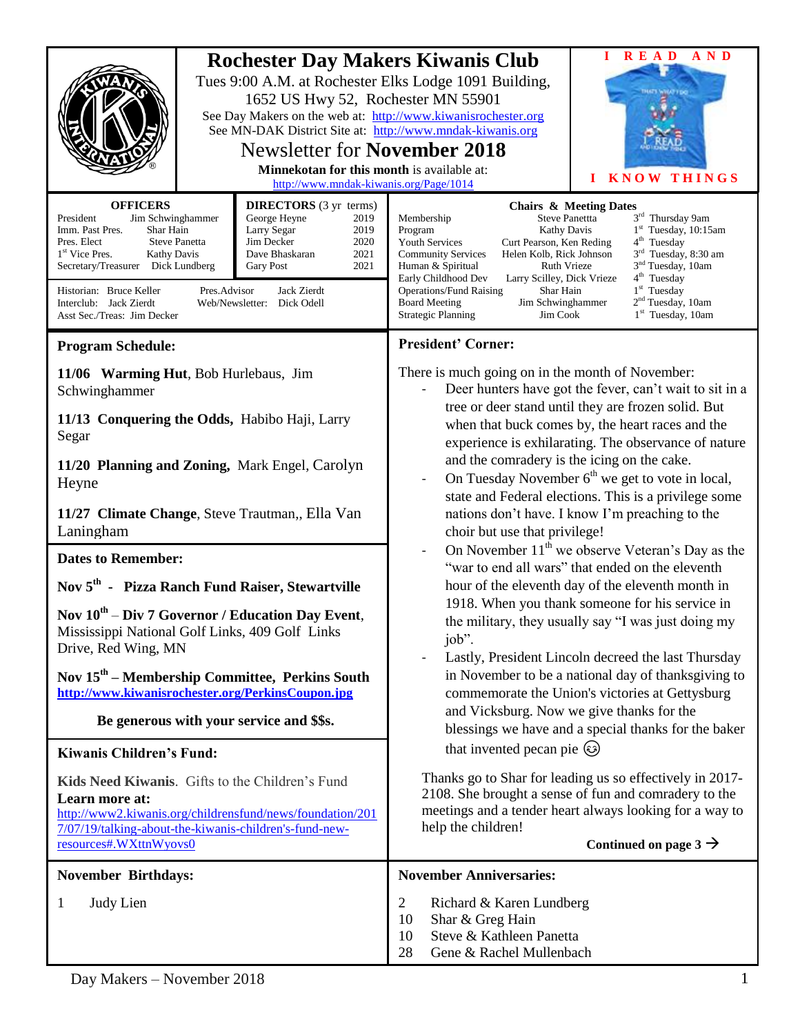# Rochester Day Makers Kiwanis Club

Tues 9:00 A.M. at Rochester Elks Lodge 1091 Building, 1652 US Hwy 52, Rochester MN 55901

See Day Makers on the web at: http://www.kiwanisrochester.org

See MN-DAK District Site at: http://www.mndak-kiwanis.org

## Newsletter for **November 2018**

**Minnekotan for this month** is available at: http://www.mndak-kiwanis.org/Page/1014

I READ AND I KNOW THINGS

| OFFICERS | |
|---|---|
| President | Jim Schwinghammer |
| Imm. Past Pres. | Shar Hain |
| Pres. Elect | Steve Panetta |
| 1st Vice Pres. | Kathy Davis |
| Secretary/Treasurer | Dick Lundberg |

| DIRECTORS (3 yr terms) | |
|---|---|
| George Heyne | 2019 |
| Larry Segar | 2019 |
| Jim Decker | 2020 |
| Dave Bhaskaran | 2021 |
| Gary Post | 2021 |

Historian: Bruce Keller
Interclub: Jack Zierdt
Asst Sec./Treas: Jim Decker
Pres.Advisor: Jack Zierdt
Web/Newsletter: Dick Odell

| Chairs & Meeting Dates | | |
|---|---|---|
| Membership | Steve Panettta | 3rd Thursday 9am |
| Program | Kathy Davis | 1st Tuesday, 10:15am |
| Youth Services | Curt Pearson, Ken Reding | 4th Tuesday |
| Community Services | Helen Kolb, Rick Johnson | 3rd Tuesday, 8:30 am |
| Human & Spiritual | Ruth Vrieze | 3nd Tuesday, 10am |
| Early Childhood Dev | Larry Scilley, Dick Vrieze | 4th Tuesday |
| Operations/Fund Raising | Shar Hain | 1st Tuesday |
| Board Meeting | Jim Schwinghammer | 2nd Tuesday, 10am |
| Strategic Planning | Jim Cook | 1st Tuesday, 10am |

## Program Schedule:

**11/06 Warming Hut**, Bob Hurlebaus, Jim Schwinghammer

**11/13 Conquering the Odds,** Habibo Haji, Larry Segar

**11/20 Planning and Zoning,** Mark Engel, Carolyn Heyne

**11/27 Climate Change**, Steve Trautman,, Ella Van Laningham

## Dates to Remember:

**Nov 5th - Pizza Ranch Fund Raiser, Stewartville**

**Nov 10th – Div 7 Governor / Education Day Event**, Mississippi National Golf Links, 409 Golf Links Drive, Red Wing, MN

**Nov 15th – Membership Committee, Perkins South**
**http://www.kiwanisrochester.org/PerkinsCoupon.jpg**

**Be generous with your service and $$s.**

## Kiwanis Children's Fund:

**Kids Need Kiwanis**. Gifts to the Children's Fund
**Learn more at:**
http://www2.kiwanis.org/childrensfund/news/foundation/2017/07/19/talking-about-the-kiwanis-children's-fund-new-resources#.WXttnWyovs0

## President' Corner:

There is much going on in the month of November:

- Deer hunters have got the fever, can't wait to sit in a tree or deer stand until they are frozen solid. But when that buck comes by, the heart races and the experience is exhilarating. The observance of nature and the comradery is the icing on the cake.
- On Tuesday November 6th we get to vote in local, state and Federal elections. This is a privilege some nations don't have. I know I'm preaching to the choir but use that privilege!
- On November 11th we observe Veteran's Day as the "war to end all wars" that ended on the eleventh hour of the eleventh day of the eleventh month in 1918. When you thank someone for his service in the military, they usually say "I was just doing my job".
- Lastly, President Lincoln decreed the last Thursday in November to be a national day of thanksgiving to commemorate the Union's victories at Gettysburg and Vicksburg. Now we give thanks for the blessings we have and a special thanks for the baker that invented pecan pie 😉

Thanks go to Shar for leading us so effectively in 2017-2108. She brought a sense of fun and comradery to the meetings and a tender heart always looking for a way to help the children!

**Continued on page 3 →**

## November Birthdays:

1 Judy Lien

## November Anniversaries:

2 Richard & Karen Lundberg
10 Shar & Greg Hain
10 Steve & Kathleen Panetta
28 Gene & Rachel Mullenbach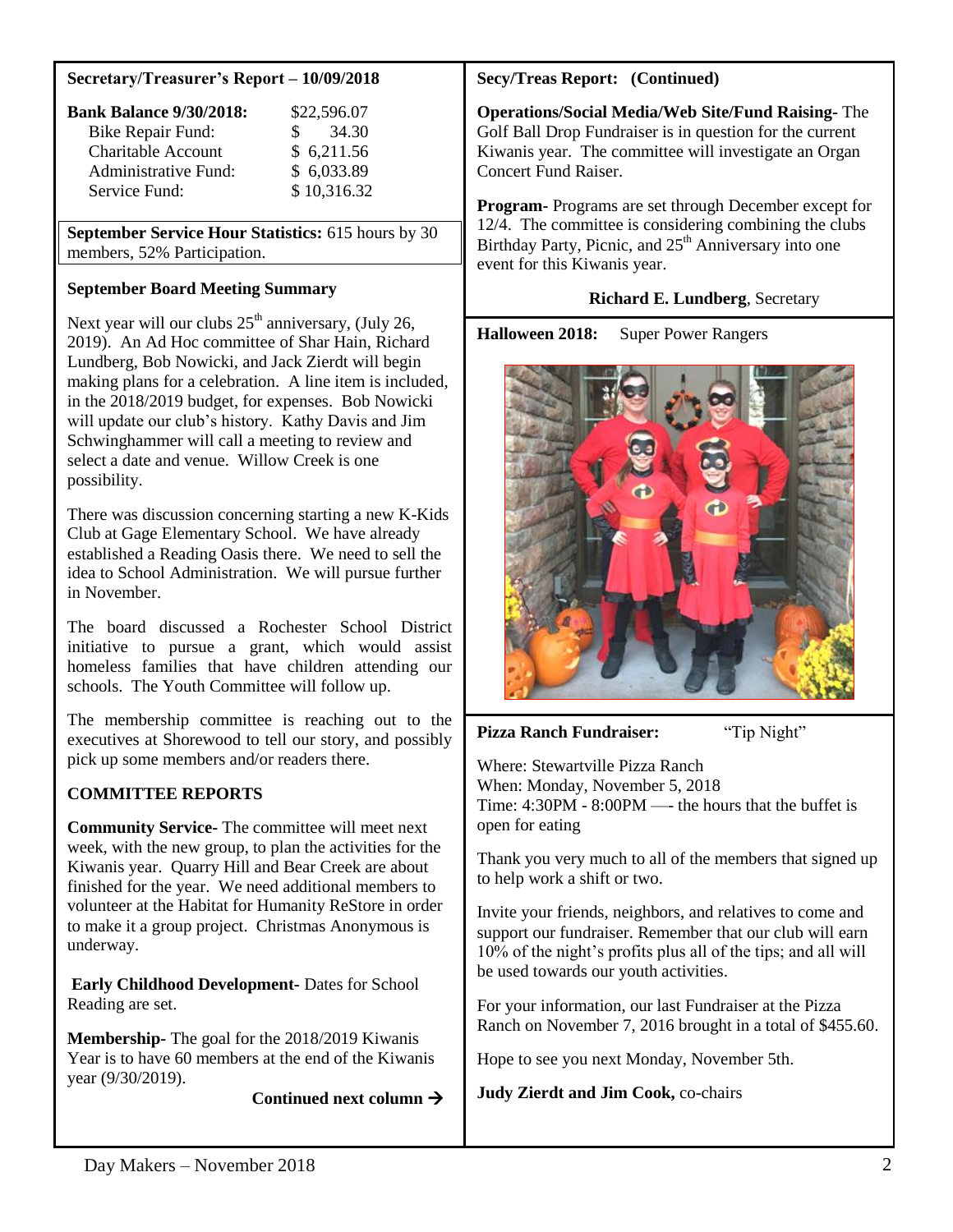**Secretary/Treasurer's Report – 10/09/2018**

| **Bank Balance 9/30/2018:** | $22,596.07 |
| --- | --- |
| Bike Repair Fund: | $ 34.30 |
| Charitable Account | $ 6,211.56 |
| Administrative Fund: | $ 6,033.89 |
| Service Fund: | $ 10,316.32 |

**September Service Hour Statistics:** 615 hours by 30 members, 52% Participation.

**September Board Meeting Summary**

Next year will our clubs 25th anniversary, (July 26, 2019). An Ad Hoc committee of Shar Hain, Richard Lundberg, Bob Nowicki, and Jack Zierdt will begin making plans for a celebration. A line item is included, in the 2018/2019 budget, for expenses. Bob Nowicki will update our club's history. Kathy Davis and Jim Schwinghammer will call a meeting to review and select a date and venue. Willow Creek is one possibility.

There was discussion concerning starting a new K-Kids Club at Gage Elementary School. We have already established a Reading Oasis there. We need to sell the idea to School Administration. We will pursue further in November.

The board discussed a Rochester School District initiative to pursue a grant, which would assist homeless families that have children attending our schools. The Youth Committee will follow up.

The membership committee is reaching out to the executives at Shorewood to tell our story, and possibly pick up some members and/or readers there.

**COMMITTEE REPORTS**

**Community Service-** The committee will meet next week, with the new group, to plan the activities for the Kiwanis year. Quarry Hill and Bear Creek are about finished for the year. We need additional members to volunteer at the Habitat for Humanity ReStore in order to make it a group project. Christmas Anonymous is underway.

**Early Childhood Development-** Dates for School Reading are set.

**Membership-** The goal for the 2018/2019 Kiwanis Year is to have 60 members at the end of the Kiwanis year (9/30/2019).

**Continued next column →**

**Secy/Treas Report: (Continued)**

**Operations/Social Media/Web Site/Fund Raising-** The Golf Ball Drop Fundraiser is in question for the current Kiwanis year. The committee will investigate an Organ Concert Fund Raiser.

**Program-** Programs are set through December except for 12/4. The committee is considering combining the clubs Birthday Party, Picnic, and 25th Anniversary into one event for this Kiwanis year.

**Richard E. Lundberg**, Secretary

**Halloween 2018:** Super Power Rangers

**Pizza Ranch Fundraiser:** "Tip Night"

Where: Stewartville Pizza Ranch
When: Monday, November 5, 2018
Time: 4:30PM - 8:00PM —- the hours that the buffet is open for eating

Thank you very much to all of the members that signed up to help work a shift or two.

Invite your friends, neighbors, and relatives to come and support our fundraiser. Remember that our club will earn 10% of the night's profits plus all of the tips; and all will be used towards our youth activities.

For your information, our last Fundraiser at the Pizza Ranch on November 7, 2016 brought in a total of $455.60.

Hope to see you next Monday, November 5th.

**Judy Zierdt and Jim Cook,** co-chairs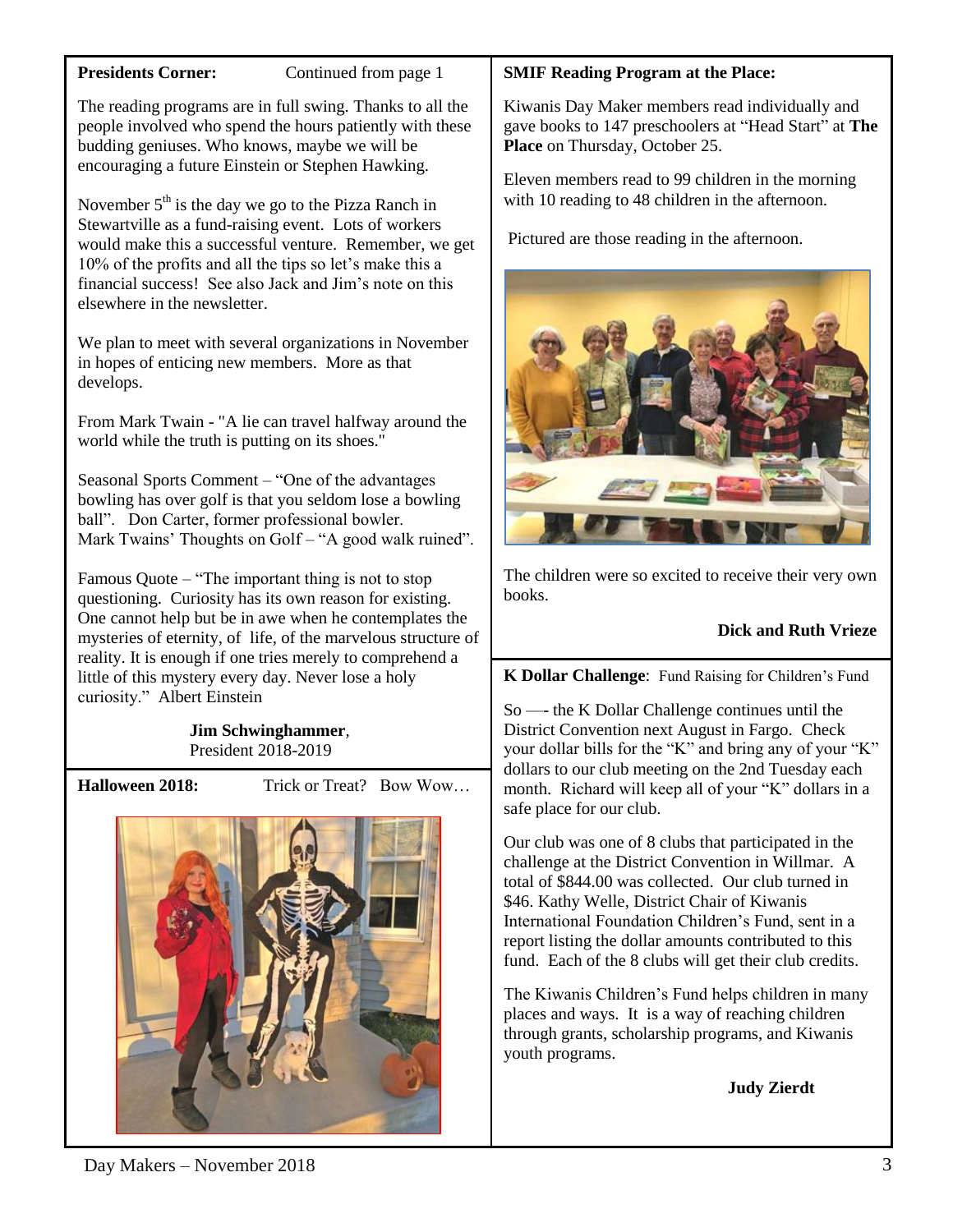**Presidents Corner:** Continued from page 1

The reading programs are in full swing. Thanks to all the people involved who spend the hours patiently with these budding geniuses. Who knows, maybe we will be encouraging a future Einstein or Stephen Hawking.

November 5th is the day we go to the Pizza Ranch in Stewartville as a fund-raising event. Lots of workers would make this a successful venture. Remember, we get 10% of the profits and all the tips so let's make this a financial success! See also Jack and Jim's note on this elsewhere in the newsletter.

We plan to meet with several organizations in November in hopes of enticing new members. More as that develops.

From Mark Twain - "A lie can travel halfway around the world while the truth is putting on its shoes."

Seasonal Sports Comment – "One of the advantages bowling has over golf is that you seldom lose a bowling ball". Don Carter, former professional bowler.
Mark Twains' Thoughts on Golf – "A good walk ruined".

Famous Quote – "The important thing is not to stop questioning. Curiosity has its own reason for existing. One cannot help but be in awe when he contemplates the mysteries of eternity, of life, of the marvelous structure of reality. It is enough if one tries merely to comprehend a little of this mystery every day. Never lose a holy curiosity." Albert Einstein

**Jim Schwinghammer**,
President 2018-2019

**Halloween 2018:** Trick or Treat? Bow Wow…

**SMIF Reading Program at the Place:**

Kiwanis Day Maker members read individually and gave books to 147 preschoolers at "Head Start" at **The Place** on Thursday, October 25.

Eleven members read to 99 children in the morning with 10 reading to 48 children in the afternoon.

Pictured are those reading in the afternoon.

The children were so excited to receive their very own books.

**Dick and Ruth Vrieze**

**K Dollar Challenge**: Fund Raising for Children's Fund

So —- the K Dollar Challenge continues until the District Convention next August in Fargo. Check your dollar bills for the "K" and bring any of your "K" dollars to our club meeting on the 2nd Tuesday each month. Richard will keep all of your "K" dollars in a safe place for our club.

Our club was one of 8 clubs that participated in the challenge at the District Convention in Willmar. A total of $844.00 was collected. Our club turned in $46. Kathy Welle, District Chair of Kiwanis International Foundation Children's Fund, sent in a report listing the dollar amounts contributed to this fund. Each of the 8 clubs will get their club credits.

The Kiwanis Children's Fund helps children in many places and ways. It is a way of reaching children through grants, scholarship programs, and Kiwanis youth programs.

**Judy Zierdt**